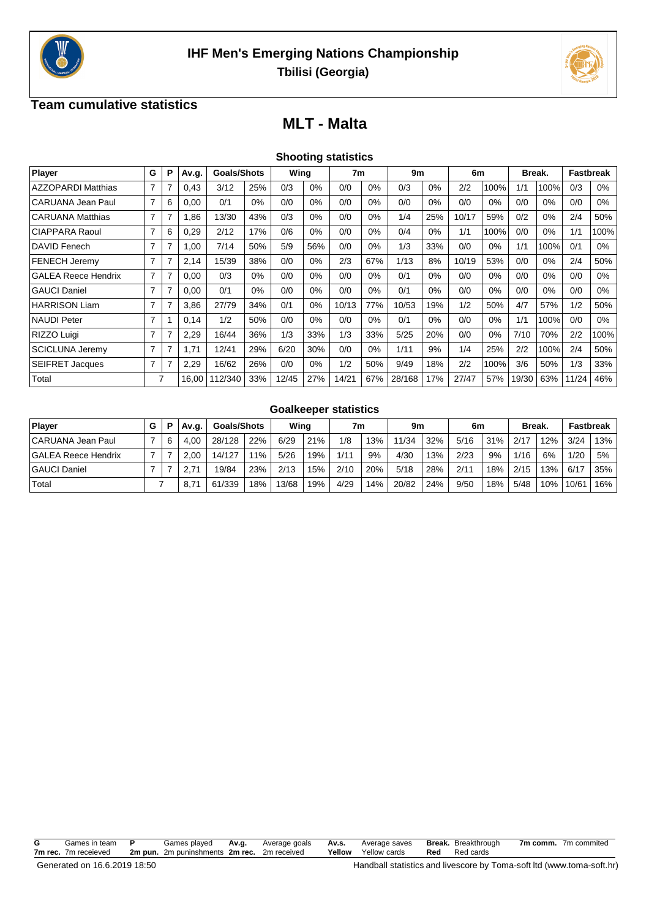# IHF Men's Emerging Nations Championship

**Tbilisi (Georgia)**

## Team cumulative statistics

## MLT - Malta

### Shooting statistics

| Player | G | P | Av.g. | Goals/Shots | | Wing | | 7m | | 9m | | 6m | | Break. | | Fastbreak | |
|---|---|---|---|---|---|---|---|---|---|---|---|---|---|---|---|---|---|
| AZZOPARDI Matthias | 7 | 7 | 0,43 | 3/12 | 25% | 0/3 | 0% | 0/0 | 0% | 0/3 | 0% | 2/2 | 100% | 1/1 | 100% | 0/3 | 0% |
| CARUANA Jean Paul | 7 | 6 | 0,00 | 0/1 | 0% | 0/0 | 0% | 0/0 | 0% | 0/0 | 0% | 0/0 | 0% | 0/0 | 0% | 0/0 | 0% |
| CARUANA Matthias | 7 | 7 | 1,86 | 13/30 | 43% | 0/3 | 0% | 0/0 | 0% | 1/4 | 25% | 10/17 | 59% | 0/2 | 0% | 2/4 | 50% |
| CIAPPARA Raoul | 7 | 6 | 0,29 | 2/12 | 17% | 0/6 | 0% | 0/0 | 0% | 0/4 | 0% | 1/1 | 100% | 0/0 | 0% | 1/1 | 100% |
| DAVID Fenech | 7 | 7 | 1,00 | 7/14 | 50% | 5/9 | 56% | 0/0 | 0% | 1/3 | 33% | 0/0 | 0% | 1/1 | 100% | 0/1 | 0% |
| FENECH Jeremy | 7 | 7 | 2,14 | 15/39 | 38% | 0/0 | 0% | 2/3 | 67% | 1/13 | 8% | 10/19 | 53% | 0/0 | 0% | 2/4 | 50% |
| GALEA Reece Hendrix | 7 | 7 | 0,00 | 0/3 | 0% | 0/0 | 0% | 0/0 | 0% | 0/1 | 0% | 0/0 | 0% | 0/0 | 0% | 0/0 | 0% |
| GAUCI Daniel | 7 | 7 | 0,00 | 0/1 | 0% | 0/0 | 0% | 0/0 | 0% | 0/1 | 0% | 0/0 | 0% | 0/0 | 0% | 0/0 | 0% |
| HARRISON Liam | 7 | 7 | 3,86 | 27/79 | 34% | 0/1 | 0% | 10/13 | 77% | 10/53 | 19% | 1/2 | 50% | 4/7 | 57% | 1/2 | 50% |
| NAUDI Peter | 7 | 1 | 0,14 | 1/2 | 50% | 0/0 | 0% | 0/0 | 0% | 0/1 | 0% | 0/0 | 0% | 1/1 | 100% | 0/0 | 0% |
| RIZZO Luigi | 7 | 7 | 2,29 | 16/44 | 36% | 1/3 | 33% | 1/3 | 33% | 5/25 | 20% | 0/0 | 0% | 7/10 | 70% | 2/2 | 100% |
| SCICLUNA Jeremy | 7 | 7 | 1,71 | 12/41 | 29% | 6/20 | 30% | 0/0 | 0% | 1/11 | 9% | 1/4 | 25% | 2/2 | 100% | 2/4 | 50% |
| SEIFRET Jacques | 7 | 7 | 2,29 | 16/62 | 26% | 0/0 | 0% | 1/2 | 50% | 9/49 | 18% | 2/2 | 100% | 3/6 | 50% | 1/3 | 33% |
| Total | 7 | | 16,00 | 112/340 | 33% | 12/45 | 27% | 14/21 | 67% | 28/168 | 17% | 27/47 | 57% | 19/30 | 63% | 11/24 | 46% |

### Goalkeeper statistics

| Player | G | P | Av.g. | Goals/Shots | | Wing | | 7m | | 9m | | 6m | | Break. | | Fastbreak | |
|---|---|---|---|---|---|---|---|---|---|---|---|---|---|---|---|---|---|
| CARUANA Jean Paul | 7 | 6 | 4,00 | 28/128 | 22% | 6/29 | 21% | 1/8 | 13% | 11/34 | 32% | 5/16 | 31% | 2/17 | 12% | 3/24 | 13% |
| GALEA Reece Hendrix | 7 | 7 | 2,00 | 14/127 | 11% | 5/26 | 19% | 1/11 | 9% | 4/30 | 13% | 2/23 | 9% | 1/16 | 6% | 1/20 | 5% |
| GAUCI Daniel | 7 | 7 | 2,71 | 19/84 | 23% | 2/13 | 15% | 2/10 | 20% | 5/18 | 28% | 2/11 | 18% | 2/15 | 13% | 6/17 | 35% |
| Total | 7 | | 8,71 | 61/339 | 18% | 13/68 | 19% | 4/29 | 14% | 20/82 | 24% | 9/50 | 18% | 5/48 | 10% | 10/61 | 16% |

**G** Games in team **P** Games played **Av.g.** Average goals **Av.s.** Average saves **Break.** Breakthrough **7m comm.** 7m commited
**7m rec.** 7m receieved **2m pun.** 2m puninshments **2m rec.** 2m received **Yellow** Yellow cards **Red** Red cards

Generated on 16.6.2019 18:50

Handball statistics and livescore by Toma-soft ltd (www.toma-soft.hr)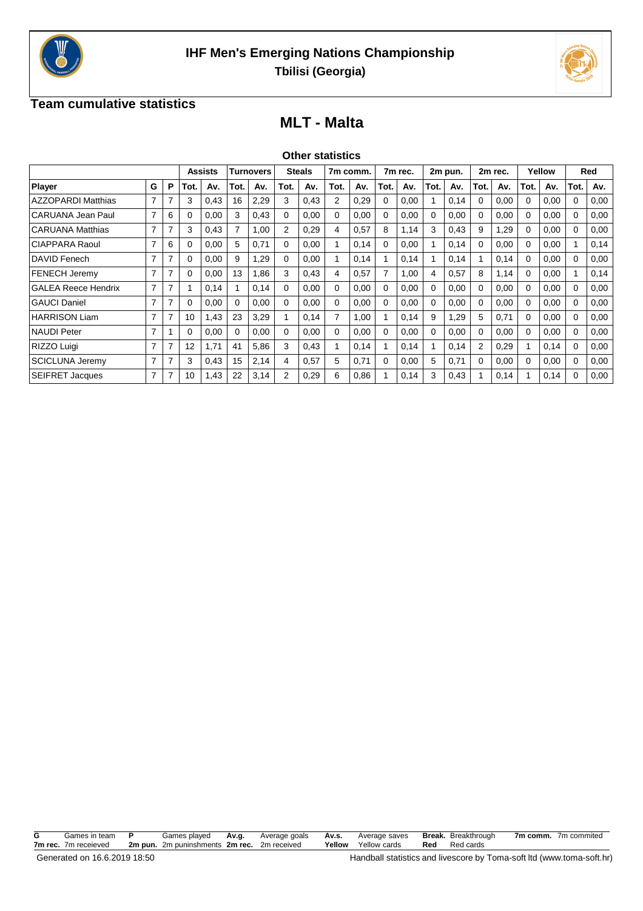# IHF Men's Emerging Nations Championship

**Tbilisi (Georgia)**

## Team cumulative statistics

## MLT - Malta

### Other statistics

| | | | Assists | | Turnovers | | Steals | | 7m comm. | | 7m rec. | | 2m pun. | | 2m rec. | | Yellow | | Red | |
|---|---|---|---|---|---|---|---|---|---|---|---|---|---|---|---|---|---|---|---|---|
| **Player** | **G** | **P** | **Tot.** | **Av.** | **Tot.** | **Av.** | **Tot.** | **Av.** | **Tot.** | **Av.** | **Tot.** | **Av.** | **Tot.** | **Av.** | **Tot.** | **Av.** | **Tot.** | **Av.** | **Tot.** | **Av.** |
| AZZOPARDI Matthias | 7 | 7 | 3 | 0,43 | 16 | 2,29 | 3 | 0,43 | 2 | 0,29 | 0 | 0,00 | 1 | 0,14 | 0 | 0,00 | 0 | 0,00 | 0 | 0,00 |
| CARUANA Jean Paul | 7 | 6 | 0 | 0,00 | 3 | 0,43 | 0 | 0,00 | 0 | 0,00 | 0 | 0,00 | 0 | 0,00 | 0 | 0,00 | 0 | 0,00 | 0 | 0,00 |
| CARUANA Matthias | 7 | 7 | 3 | 0,43 | 7 | 1,00 | 2 | 0,29 | 4 | 0,57 | 8 | 1,14 | 3 | 0,43 | 9 | 1,29 | 0 | 0,00 | 0 | 0,00 |
| CIAPPARA Raoul | 7 | 6 | 0 | 0,00 | 5 | 0,71 | 0 | 0,00 | 1 | 0,14 | 0 | 0,00 | 1 | 0,14 | 0 | 0,00 | 0 | 0,00 | 1 | 0,14 |
| DAVID Fenech | 7 | 7 | 0 | 0,00 | 9 | 1,29 | 0 | 0,00 | 1 | 0,14 | 1 | 0,14 | 1 | 0,14 | 1 | 0,14 | 0 | 0,00 | 0 | 0,00 |
| FENECH Jeremy | 7 | 7 | 0 | 0,00 | 13 | 1,86 | 3 | 0,43 | 4 | 0,57 | 7 | 1,00 | 4 | 0,57 | 8 | 1,14 | 0 | 0,00 | 1 | 0,14 |
| GALEA Reece Hendrix | 7 | 7 | 1 | 0,14 | 1 | 0,14 | 0 | 0,00 | 0 | 0,00 | 0 | 0,00 | 0 | 0,00 | 0 | 0,00 | 0 | 0,00 | 0 | 0,00 |
| GAUCI Daniel | 7 | 7 | 0 | 0,00 | 0 | 0,00 | 0 | 0,00 | 0 | 0,00 | 0 | 0,00 | 0 | 0,00 | 0 | 0,00 | 0 | 0,00 | 0 | 0,00 |
| HARRISON Liam | 7 | 7 | 10 | 1,43 | 23 | 3,29 | 1 | 0,14 | 7 | 1,00 | 1 | 0,14 | 9 | 1,29 | 5 | 0,71 | 0 | 0,00 | 0 | 0,00 |
| NAUDI Peter | 7 | 1 | 0 | 0,00 | 0 | 0,00 | 0 | 0,00 | 0 | 0,00 | 0 | 0,00 | 0 | 0,00 | 0 | 0,00 | 0 | 0,00 | 0 | 0,00 |
| RIZZO Luigi | 7 | 7 | 12 | 1,71 | 41 | 5,86 | 3 | 0,43 | 1 | 0,14 | 1 | 0,14 | 1 | 0,14 | 2 | 0,29 | 1 | 0,14 | 0 | 0,00 |
| SCICLUNA Jeremy | 7 | 7 | 3 | 0,43 | 15 | 2,14 | 4 | 0,57 | 5 | 0,71 | 0 | 0,00 | 5 | 0,71 | 0 | 0,00 | 0 | 0,00 | 0 | 0,00 |
| SEIFRET Jacques | 7 | 7 | 10 | 1,43 | 22 | 3,14 | 2 | 0,29 | 6 | 0,86 | 1 | 0,14 | 3 | 0,43 | 1 | 0,14 | 1 | 0,14 | 0 | 0,00 |

**G** Games in team **P** Games played **Av.g.** Average goals **Av.s.** Average saves **Break.** Breakthrough **7m comm.** 7m commited
**7m rec.** 7m receieved **2m pun.** 2m puninshments **2m rec.** 2m received **Yellow** Yellow cards **Red** Red cards

Generated on 16.6.2019 18:50

Handball statistics and livescore by Toma-soft ltd (www.toma-soft.hr)